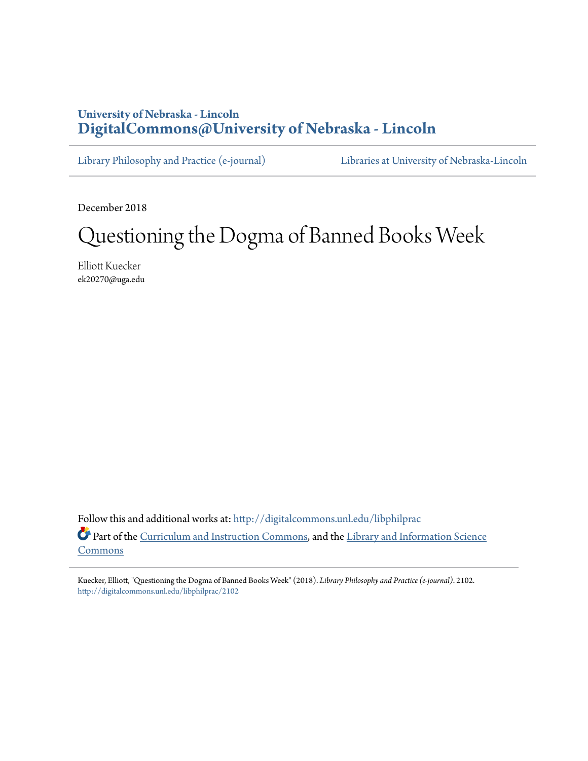University of Nebraska - Lincoln
**DigitalCommons@University of Nebraska - Lincoln**

Library Philosophy and Practice (e-journal) | Libraries at University of Nebraska-Lincoln

December 2018

# Questioning the Dogma of Banned Books Week

Elliott Kuecker
ek20270@uga.edu

Follow this and additional works at: http://digitalcommons.unl.edu/libphilprac

Part of the Curriculum and Instruction Commons, and the Library and Information Science Commons

Kuecker, Elliott, "Questioning the Dogma of Banned Books Week" (2018). *Library Philosophy and Practice (e-journal)*. 2102.
http://digitalcommons.unl.edu/libphilprac/2102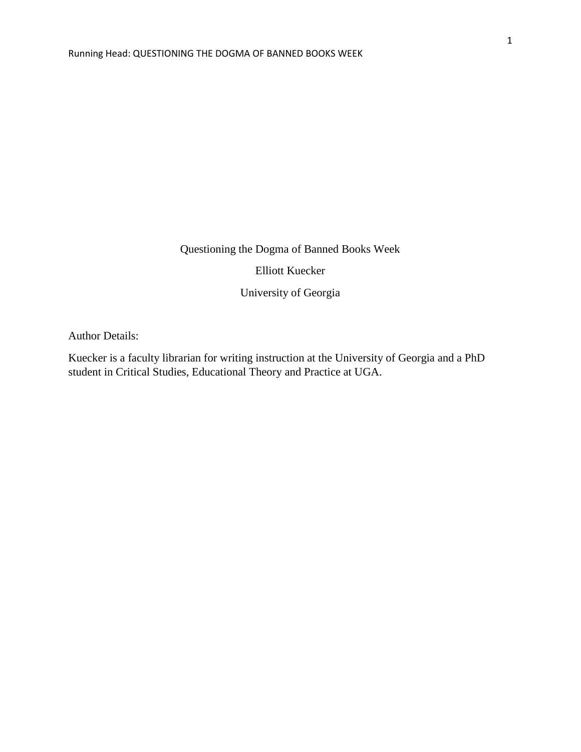# Questioning the Dogma of Banned Books Week

Elliott Kuecker

University of Georgia

Author Details:

Kuecker is a faculty librarian for writing instruction at the University of Georgia and a PhD student in Critical Studies, Educational Theory and Practice at UGA.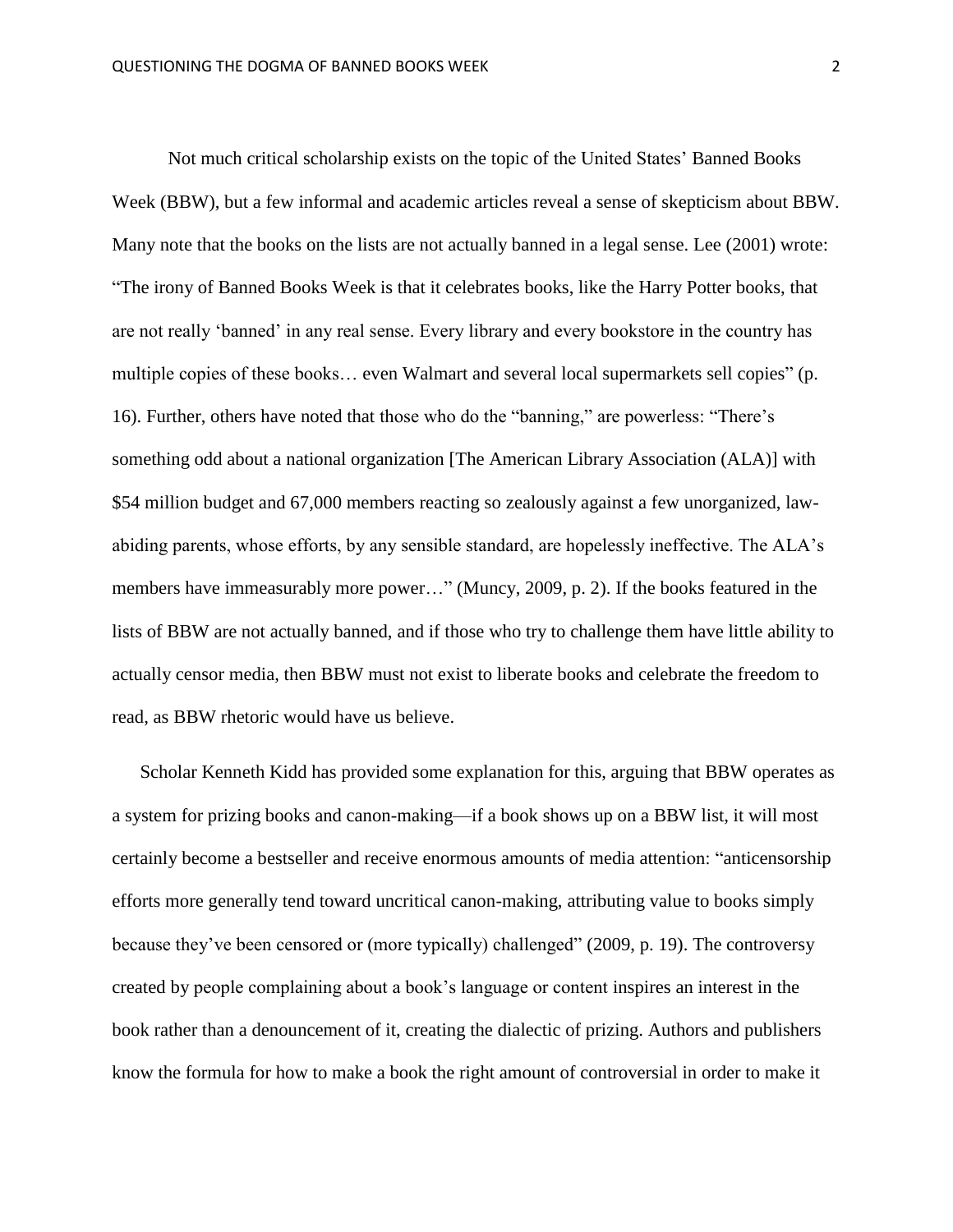Not much critical scholarship exists on the topic of the United States' Banned Books Week (BBW), but a few informal and academic articles reveal a sense of skepticism about BBW. Many note that the books on the lists are not actually banned in a legal sense. Lee (2001) wrote: "The irony of Banned Books Week is that it celebrates books, like the Harry Potter books, that are not really 'banned' in any real sense. Every library and every bookstore in the country has multiple copies of these books… even Walmart and several local supermarkets sell copies" (p. 16). Further, others have noted that those who do the "banning," are powerless: "There's something odd about a national organization [The American Library Association (ALA)] with $54 million budget and 67,000 members reacting so zealously against a few unorganized, law-abiding parents, whose efforts, by any sensible standard, are hopelessly ineffective. The ALA's members have immeasurably more power…" (Muncy, 2009, p. 2). If the books featured in the lists of BBW are not actually banned, and if those who try to challenge them have little ability to actually censor media, then BBW must not exist to liberate books and celebrate the freedom to read, as BBW rhetoric would have us believe.

Scholar Kenneth Kidd has provided some explanation for this, arguing that BBW operates as a system for prizing books and canon-making—if a book shows up on a BBW list, it will most certainly become a bestseller and receive enormous amounts of media attention: "anticensorship efforts more generally tend toward uncritical canon-making, attributing value to books simply because they've been censored or (more typically) challenged" (2009, p. 19). The controversy created by people complaining about a book's language or content inspires an interest in the book rather than a denouncement of it, creating the dialectic of prizing. Authors and publishers know the formula for how to make a book the right amount of controversial in order to make it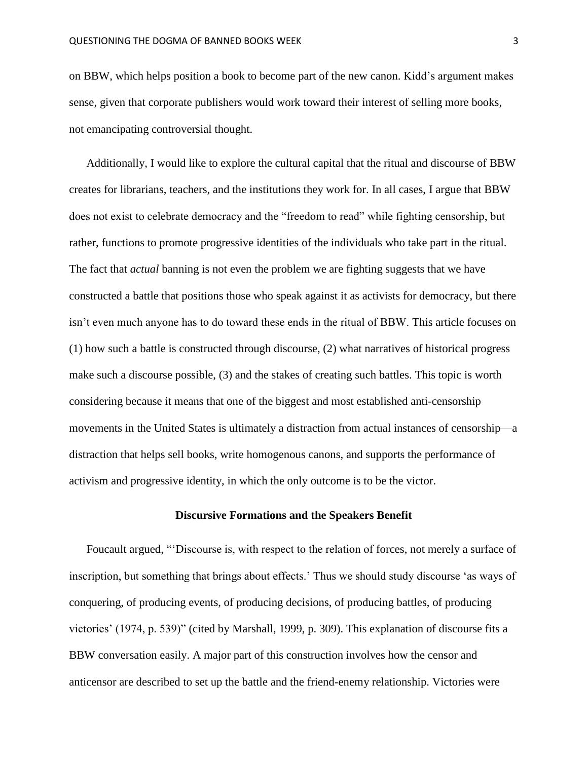on BBW, which helps position a book to become part of the new canon. Kidd's argument makes sense, given that corporate publishers would work toward their interest of selling more books, not emancipating controversial thought.

Additionally, I would like to explore the cultural capital that the ritual and discourse of BBW creates for librarians, teachers, and the institutions they work for. In all cases, I argue that BBW does not exist to celebrate democracy and the "freedom to read" while fighting censorship, but rather, functions to promote progressive identities of the individuals who take part in the ritual. The fact that *actual* banning is not even the problem we are fighting suggests that we have constructed a battle that positions those who speak against it as activists for democracy, but there isn't even much anyone has to do toward these ends in the ritual of BBW. This article focuses on (1) how such a battle is constructed through discourse, (2) what narratives of historical progress make such a discourse possible, (3) and the stakes of creating such battles. This topic is worth considering because it means that one of the biggest and most established anti-censorship movements in the United States is ultimately a distraction from actual instances of censorship—a distraction that helps sell books, write homogenous canons, and supports the performance of activism and progressive identity, in which the only outcome is to be the victor.

## Discursive Formations and the Speakers Benefit

Foucault argued, "'Discourse is, with respect to the relation of forces, not merely a surface of inscription, but something that brings about effects.' Thus we should study discourse 'as ways of conquering, of producing events, of producing decisions, of producing battles, of producing victories' (1974, p. 539)" (cited by Marshall, 1999, p. 309). This explanation of discourse fits a BBW conversation easily. A major part of this construction involves how the censor and anticensor are described to set up the battle and the friend-enemy relationship. Victories were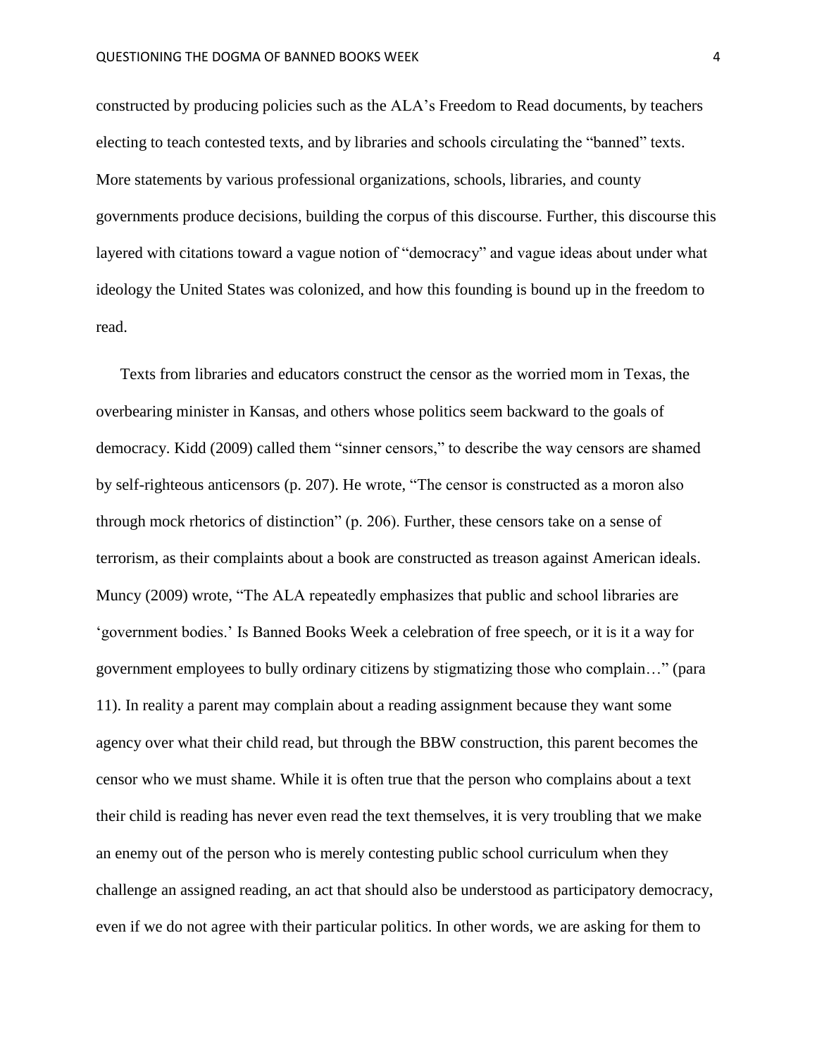constructed by producing policies such as the ALA's Freedom to Read documents, by teachers electing to teach contested texts, and by libraries and schools circulating the "banned" texts. More statements by various professional organizations, schools, libraries, and county governments produce decisions, building the corpus of this discourse. Further, this discourse this layered with citations toward a vague notion of "democracy" and vague ideas about under what ideology the United States was colonized, and how this founding is bound up in the freedom to read.

Texts from libraries and educators construct the censor as the worried mom in Texas, the overbearing minister in Kansas, and others whose politics seem backward to the goals of democracy. Kidd (2009) called them "sinner censors," to describe the way censors are shamed by self-righteous anticensors (p. 207). He wrote, "The censor is constructed as a moron also through mock rhetorics of distinction" (p. 206). Further, these censors take on a sense of terrorism, as their complaints about a book are constructed as treason against American ideals. Muncy (2009) wrote, "The ALA repeatedly emphasizes that public and school libraries are 'government bodies.' Is Banned Books Week a celebration of free speech, or it is it a way for government employees to bully ordinary citizens by stigmatizing those who complain…" (para 11). In reality a parent may complain about a reading assignment because they want some agency over what their child read, but through the BBW construction, this parent becomes the censor who we must shame. While it is often true that the person who complains about a text their child is reading has never even read the text themselves, it is very troubling that we make an enemy out of the person who is merely contesting public school curriculum when they challenge an assigned reading, an act that should also be understood as participatory democracy, even if we do not agree with their particular politics. In other words, we are asking for them to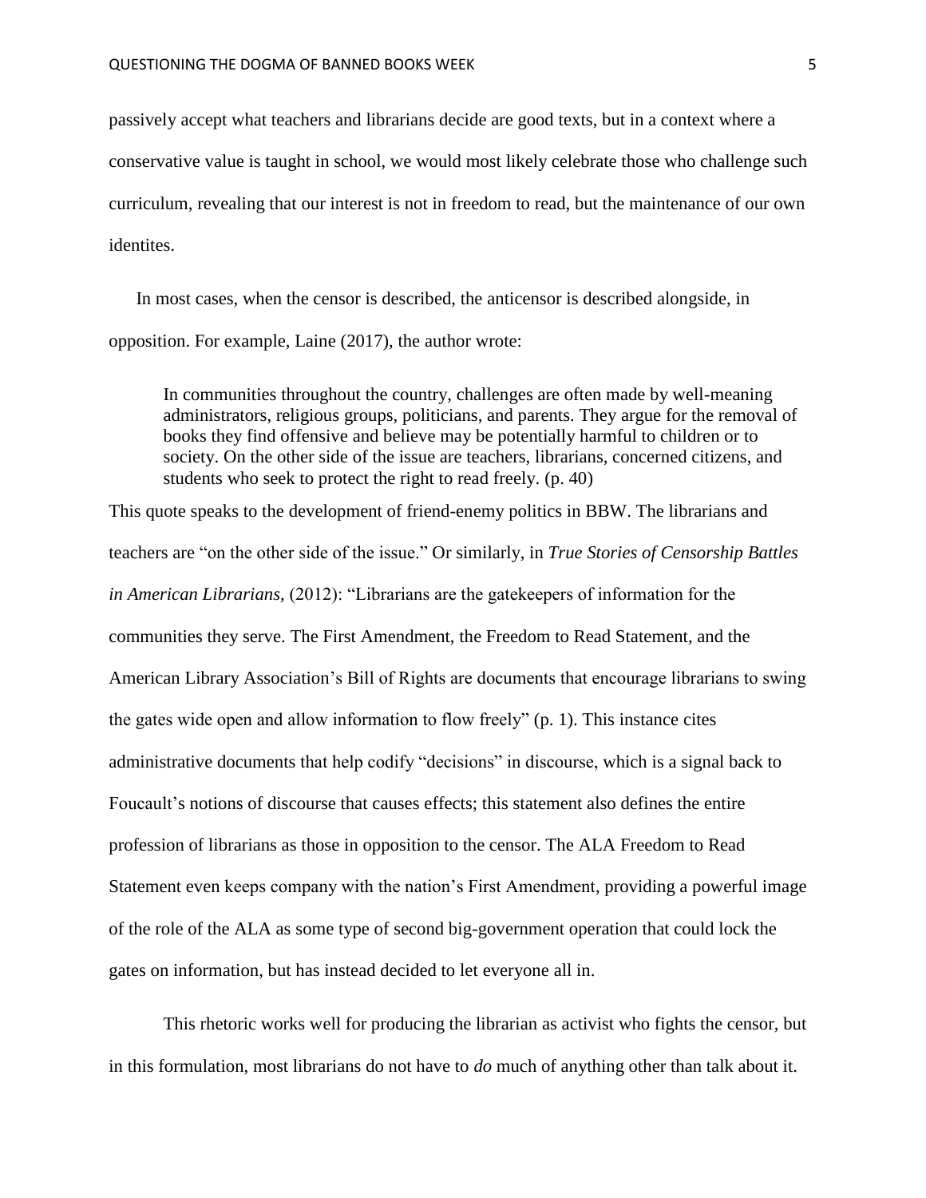passively accept what teachers and librarians decide are good texts, but in a context where a conservative value is taught in school, we would most likely celebrate those who challenge such curriculum, revealing that our interest is not in freedom to read, but the maintenance of our own identites.

In most cases, when the censor is described, the anticensor is described alongside, in opposition. For example, Laine (2017), the author wrote:

> In communities throughout the country, challenges are often made by well-meaning administrators, religious groups, politicians, and parents. They argue for the removal of books they find offensive and believe may be potentially harmful to children or to society. On the other side of the issue are teachers, librarians, concerned citizens, and students who seek to protect the right to read freely. (p. 40)

This quote speaks to the development of friend-enemy politics in BBW. The librarians and teachers are "on the other side of the issue." Or similarly, in *True Stories of Censorship Battles in American Librarians,* (2012): "Librarians are the gatekeepers of information for the communities they serve. The First Amendment, the Freedom to Read Statement, and the American Library Association's Bill of Rights are documents that encourage librarians to swing the gates wide open and allow information to flow freely" (p. 1). This instance cites administrative documents that help codify "decisions" in discourse, which is a signal back to Foucault's notions of discourse that causes effects; this statement also defines the entire profession of librarians as those in opposition to the censor. The ALA Freedom to Read Statement even keeps company with the nation's First Amendment, providing a powerful image of the role of the ALA as some type of second big-government operation that could lock the gates on information, but has instead decided to let everyone all in.

This rhetoric works well for producing the librarian as activist who fights the censor, but in this formulation, most librarians do not have to *do* much of anything other than talk about it.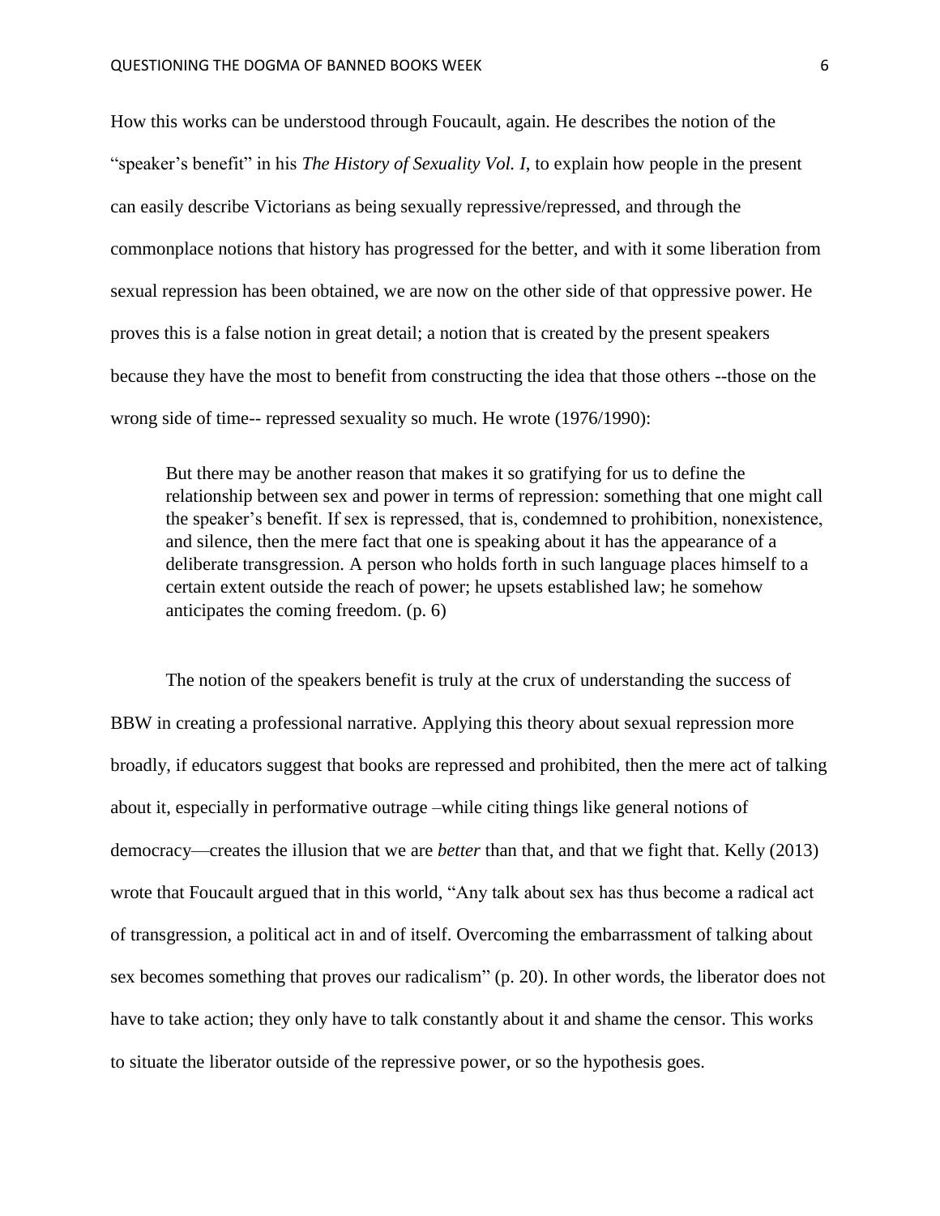How this works can be understood through Foucault, again. He describes the notion of the "speaker's benefit" in his *The History of Sexuality Vol. I*, to explain how people in the present can easily describe Victorians as being sexually repressive/repressed, and through the commonplace notions that history has progressed for the better, and with it some liberation from sexual repression has been obtained, we are now on the other side of that oppressive power. He proves this is a false notion in great detail; a notion that is created by the present speakers because they have the most to benefit from constructing the idea that those others --those on the wrong side of time-- repressed sexuality so much. He wrote (1976/1990):

> But there may be another reason that makes it so gratifying for us to define the relationship between sex and power in terms of repression: something that one might call the speaker's benefit. If sex is repressed, that is, condemned to prohibition, nonexistence, and silence, then the mere fact that one is speaking about it has the appearance of a deliberate transgression. A person who holds forth in such language places himself to a certain extent outside the reach of power; he upsets established law; he somehow anticipates the coming freedom. (p. 6)

The notion of the speakers benefit is truly at the crux of understanding the success of BBW in creating a professional narrative. Applying this theory about sexual repression more broadly, if educators suggest that books are repressed and prohibited, then the mere act of talking about it, especially in performative outrage –while citing things like general notions of democracy—creates the illusion that we are *better* than that, and that we fight that. Kelly (2013) wrote that Foucault argued that in this world, "Any talk about sex has thus become a radical act of transgression, a political act in and of itself. Overcoming the embarrassment of talking about sex becomes something that proves our radicalism" (p. 20). In other words, the liberator does not have to take action; they only have to talk constantly about it and shame the censor. This works to situate the liberator outside of the repressive power, or so the hypothesis goes.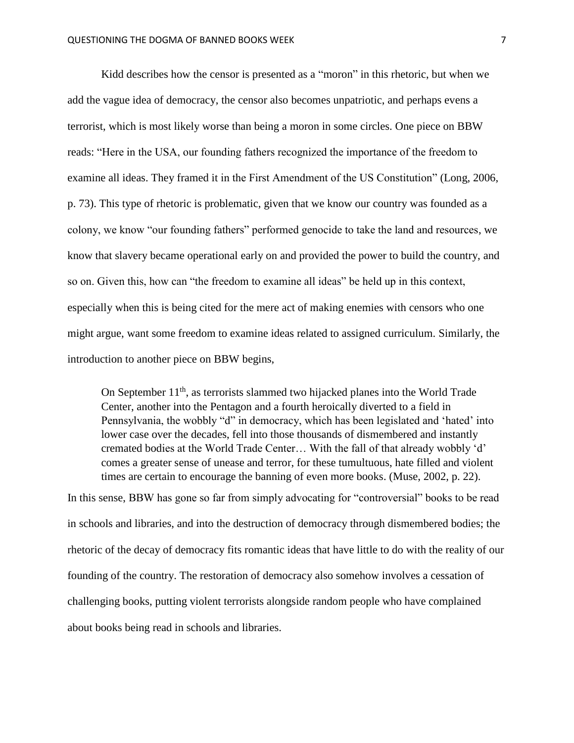Kidd describes how the censor is presented as a "moron" in this rhetoric, but when we add the vague idea of democracy, the censor also becomes unpatriotic, and perhaps evens a terrorist, which is most likely worse than being a moron in some circles. One piece on BBW reads: "Here in the USA, our founding fathers recognized the importance of the freedom to examine all ideas. They framed it in the First Amendment of the US Constitution" (Long, 2006, p. 73). This type of rhetoric is problematic, given that we know our country was founded as a colony, we know "our founding fathers" performed genocide to take the land and resources, we know that slavery became operational early on and provided the power to build the country, and so on. Given this, how can "the freedom to examine all ideas" be held up in this context, especially when this is being cited for the mere act of making enemies with censors who one might argue, want some freedom to examine ideas related to assigned curriculum. Similarly, the introduction to another piece on BBW begins,

> On September 11th, as terrorists slammed two hijacked planes into the World Trade Center, another into the Pentagon and a fourth heroically diverted to a field in Pennsylvania, the wobbly "d" in democracy, which has been legislated and 'hated' into lower case over the decades, fell into those thousands of dismembered and instantly cremated bodies at the World Trade Center… With the fall of that already wobbly 'd' comes a greater sense of unease and terror, for these tumultuous, hate filled and violent times are certain to encourage the banning of even more books. (Muse, 2002, p. 22).

In this sense, BBW has gone so far from simply advocating for "controversial" books to be read in schools and libraries, and into the destruction of democracy through dismembered bodies; the rhetoric of the decay of democracy fits romantic ideas that have little to do with the reality of our founding of the country. The restoration of democracy also somehow involves a cessation of challenging books, putting violent terrorists alongside random people who have complained about books being read in schools and libraries.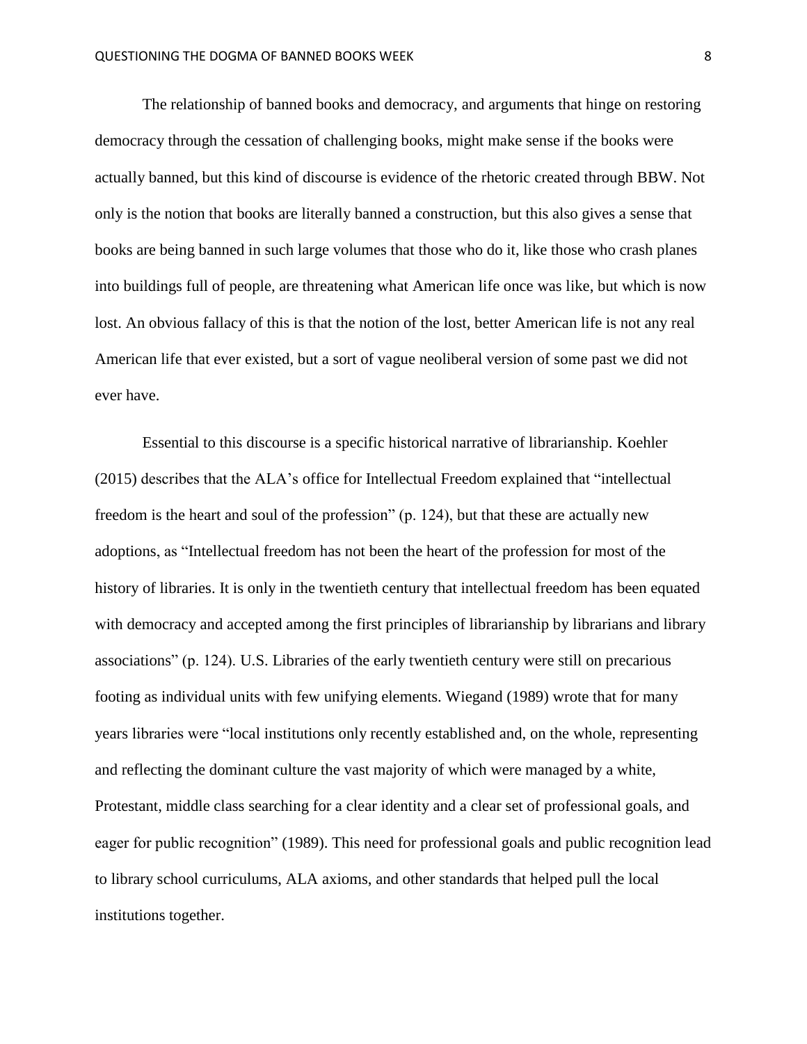The relationship of banned books and democracy, and arguments that hinge on restoring democracy through the cessation of challenging books, might make sense if the books were actually banned, but this kind of discourse is evidence of the rhetoric created through BBW. Not only is the notion that books are literally banned a construction, but this also gives a sense that books are being banned in such large volumes that those who do it, like those who crash planes into buildings full of people, are threatening what American life once was like, but which is now lost. An obvious fallacy of this is that the notion of the lost, better American life is not any real American life that ever existed, but a sort of vague neoliberal version of some past we did not ever have.

Essential to this discourse is a specific historical narrative of librarianship. Koehler (2015) describes that the ALA's office for Intellectual Freedom explained that "intellectual freedom is the heart and soul of the profession" (p. 124), but that these are actually new adoptions, as "Intellectual freedom has not been the heart of the profession for most of the history of libraries. It is only in the twentieth century that intellectual freedom has been equated with democracy and accepted among the first principles of librarianship by librarians and library associations" (p. 124). U.S. Libraries of the early twentieth century were still on precarious footing as individual units with few unifying elements. Wiegand (1989) wrote that for many years libraries were "local institutions only recently established and, on the whole, representing and reflecting the dominant culture the vast majority of which were managed by a white, Protestant, middle class searching for a clear identity and a clear set of professional goals, and eager for public recognition" (1989). This need for professional goals and public recognition lead to library school curriculums, ALA axioms, and other standards that helped pull the local institutions together.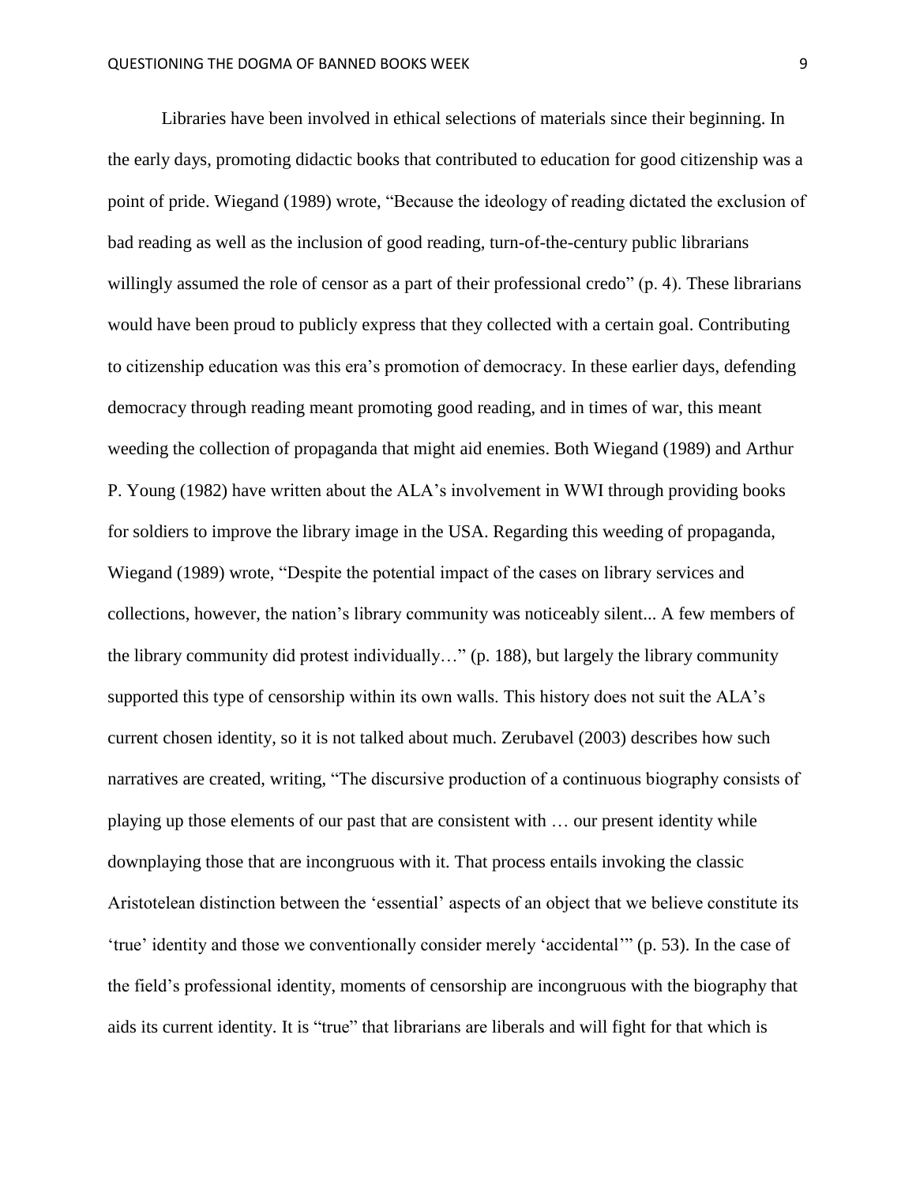Libraries have been involved in ethical selections of materials since their beginning. In the early days, promoting didactic books that contributed to education for good citizenship was a point of pride. Wiegand (1989) wrote, "Because the ideology of reading dictated the exclusion of bad reading as well as the inclusion of good reading, turn-of-the-century public librarians willingly assumed the role of censor as a part of their professional credo" (p. 4). These librarians would have been proud to publicly express that they collected with a certain goal. Contributing to citizenship education was this era's promotion of democracy. In these earlier days, defending democracy through reading meant promoting good reading, and in times of war, this meant weeding the collection of propaganda that might aid enemies. Both Wiegand (1989) and Arthur P. Young (1982) have written about the ALA's involvement in WWI through providing books for soldiers to improve the library image in the USA. Regarding this weeding of propaganda, Wiegand (1989) wrote, "Despite the potential impact of the cases on library services and collections, however, the nation's library community was noticeably silent... A few members of the library community did protest individually…" (p. 188), but largely the library community supported this type of censorship within its own walls. This history does not suit the ALA's current chosen identity, so it is not talked about much. Zerubavel (2003) describes how such narratives are created, writing, "The discursive production of a continuous biography consists of playing up those elements of our past that are consistent with … our present identity while downplaying those that are incongruous with it. That process entails invoking the classic Aristotelean distinction between the 'essential' aspects of an object that we believe constitute its 'true' identity and those we conventionally consider merely 'accidental'" (p. 53). In the case of the field's professional identity, moments of censorship are incongruous with the biography that aids its current identity. It is "true" that librarians are liberals and will fight for that which is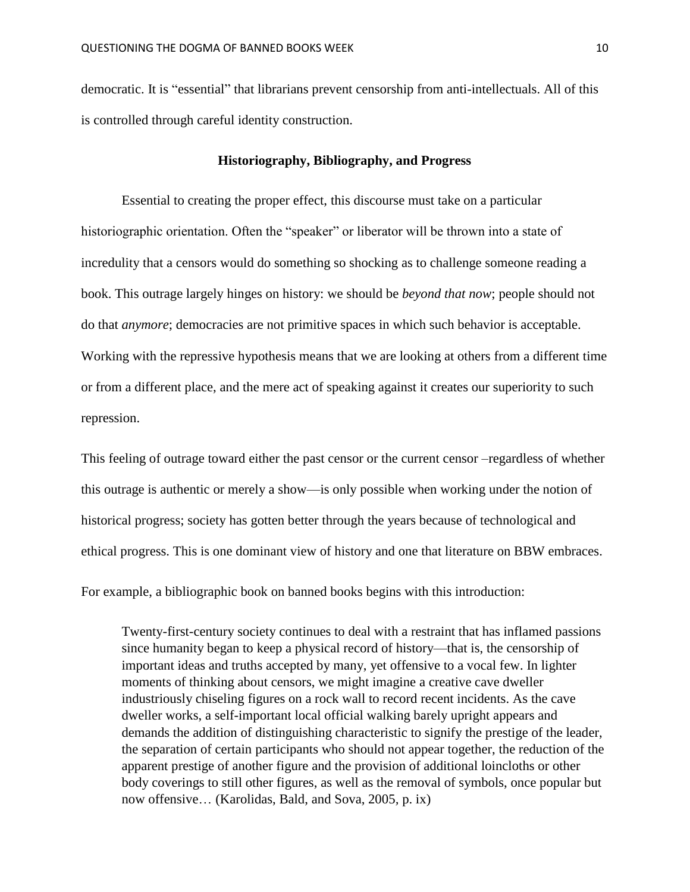democratic. It is "essential" that librarians prevent censorship from anti-intellectuals. All of this is controlled through careful identity construction.

## Historiography, Bibliography, and Progress

Essential to creating the proper effect, this discourse must take on a particular historiographic orientation. Often the "speaker" or liberator will be thrown into a state of incredulity that a censors would do something so shocking as to challenge someone reading a book. This outrage largely hinges on history: we should be *beyond that now*; people should not do that *anymore*; democracies are not primitive spaces in which such behavior is acceptable. Working with the repressive hypothesis means that we are looking at others from a different time or from a different place, and the mere act of speaking against it creates our superiority to such repression.

This feeling of outrage toward either the past censor or the current censor –regardless of whether this outrage is authentic or merely a show—is only possible when working under the notion of historical progress; society has gotten better through the years because of technological and ethical progress. This is one dominant view of history and one that literature on BBW embraces.

For example, a bibliographic book on banned books begins with this introduction:

> Twenty-first-century society continues to deal with a restraint that has inflamed passions since humanity began to keep a physical record of history—that is, the censorship of important ideas and truths accepted by many, yet offensive to a vocal few. In lighter moments of thinking about censors, we might imagine a creative cave dweller industriously chiseling figures on a rock wall to record recent incidents. As the cave dweller works, a self-important local official walking barely upright appears and demands the addition of distinguishing characteristic to signify the prestige of the leader, the separation of certain participants who should not appear together, the reduction of the apparent prestige of another figure and the provision of additional loincloths or other body coverings to still other figures, as well as the removal of symbols, once popular but now offensive… (Karolidas, Bald, and Sova, 2005, p. ix)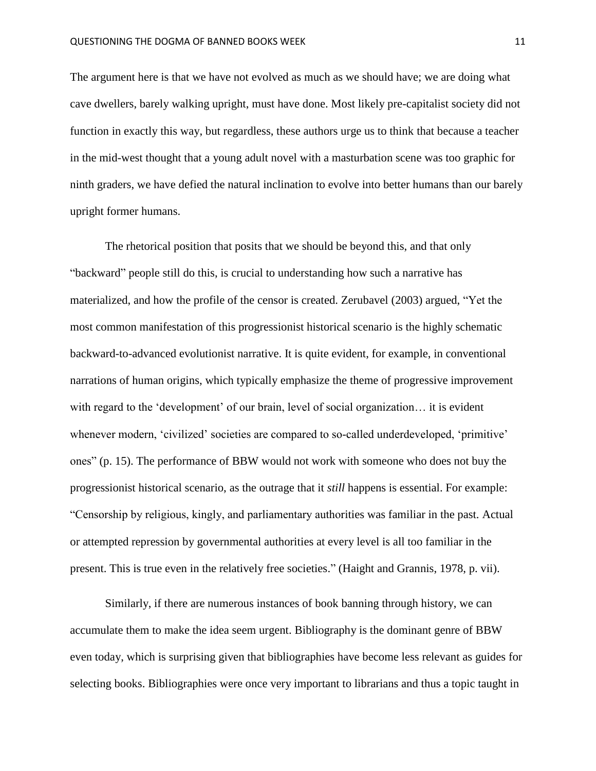The argument here is that we have not evolved as much as we should have; we are doing what cave dwellers, barely walking upright, must have done. Most likely pre-capitalist society did not function in exactly this way, but regardless, these authors urge us to think that because a teacher in the mid-west thought that a young adult novel with a masturbation scene was too graphic for ninth graders, we have defied the natural inclination to evolve into better humans than our barely upright former humans.

The rhetorical position that posits that we should be beyond this, and that only "backward" people still do this, is crucial to understanding how such a narrative has materialized, and how the profile of the censor is created. Zerubavel (2003) argued, "Yet the most common manifestation of this progressionist historical scenario is the highly schematic backward-to-advanced evolutionist narrative. It is quite evident, for example, in conventional narrations of human origins, which typically emphasize the theme of progressive improvement with regard to the 'development' of our brain, level of social organization… it is evident whenever modern, 'civilized' societies are compared to so-called underdeveloped, 'primitive' ones" (p. 15). The performance of BBW would not work with someone who does not buy the progressionist historical scenario, as the outrage that it *still* happens is essential. For example: "Censorship by religious, kingly, and parliamentary authorities was familiar in the past. Actual or attempted repression by governmental authorities at every level is all too familiar in the present. This is true even in the relatively free societies." (Haight and Grannis, 1978, p. vii).

Similarly, if there are numerous instances of book banning through history, we can accumulate them to make the idea seem urgent. Bibliography is the dominant genre of BBW even today, which is surprising given that bibliographies have become less relevant as guides for selecting books. Bibliographies were once very important to librarians and thus a topic taught in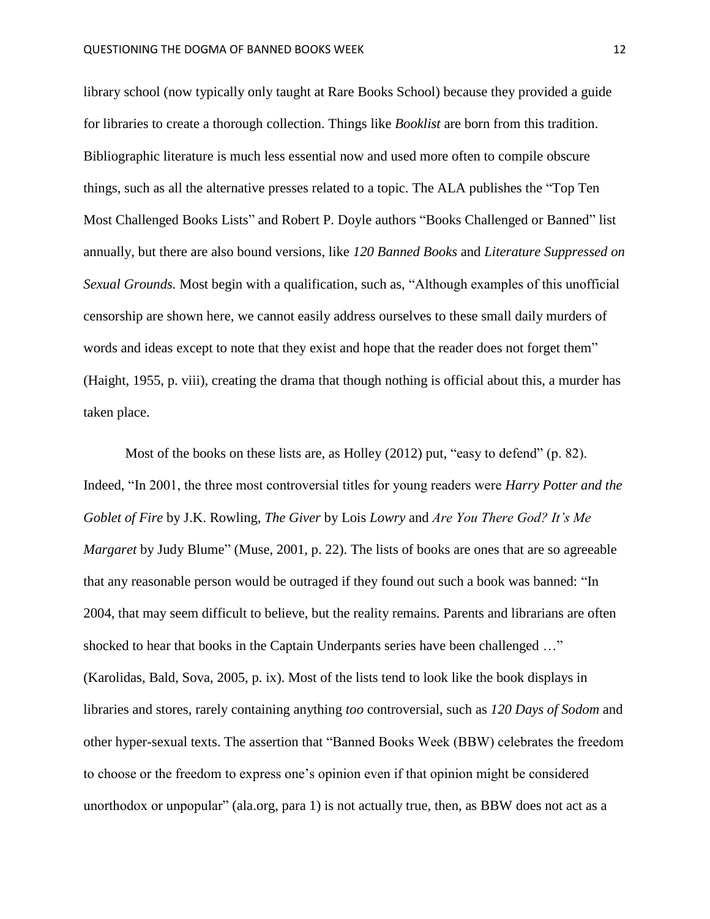library school (now typically only taught at Rare Books School) because they provided a guide for libraries to create a thorough collection. Things like *Booklist* are born from this tradition. Bibliographic literature is much less essential now and used more often to compile obscure things, such as all the alternative presses related to a topic. The ALA publishes the "Top Ten Most Challenged Books Lists" and Robert P. Doyle authors "Books Challenged or Banned" list annually, but there are also bound versions, like *120 Banned Books* and *Literature Suppressed on Sexual Grounds.* Most begin with a qualification, such as, "Although examples of this unofficial censorship are shown here, we cannot easily address ourselves to these small daily murders of words and ideas except to note that they exist and hope that the reader does not forget them" (Haight, 1955, p. viii), creating the drama that though nothing is official about this, a murder has taken place.

Most of the books on these lists are, as Holley (2012) put, "easy to defend" (p. 82). Indeed, "In 2001, the three most controversial titles for young readers were *Harry Potter and the Goblet of Fire* by J.K. Rowling, *The Giver* by Lois *Lowry* and *Are You There God? It's Me Margaret* by Judy Blume" (Muse, 2001, p. 22). The lists of books are ones that are so agreeable that any reasonable person would be outraged if they found out such a book was banned: "In 2004, that may seem difficult to believe, but the reality remains. Parents and librarians are often shocked to hear that books in the Captain Underpants series have been challenged …" (Karolidas, Bald, Sova, 2005, p. ix). Most of the lists tend to look like the book displays in libraries and stores, rarely containing anything *too* controversial, such as *120 Days of Sodom* and other hyper-sexual texts. The assertion that "Banned Books Week (BBW) celebrates the freedom to choose or the freedom to express one's opinion even if that opinion might be considered unorthodox or unpopular" (ala.org, para 1) is not actually true, then, as BBW does not act as a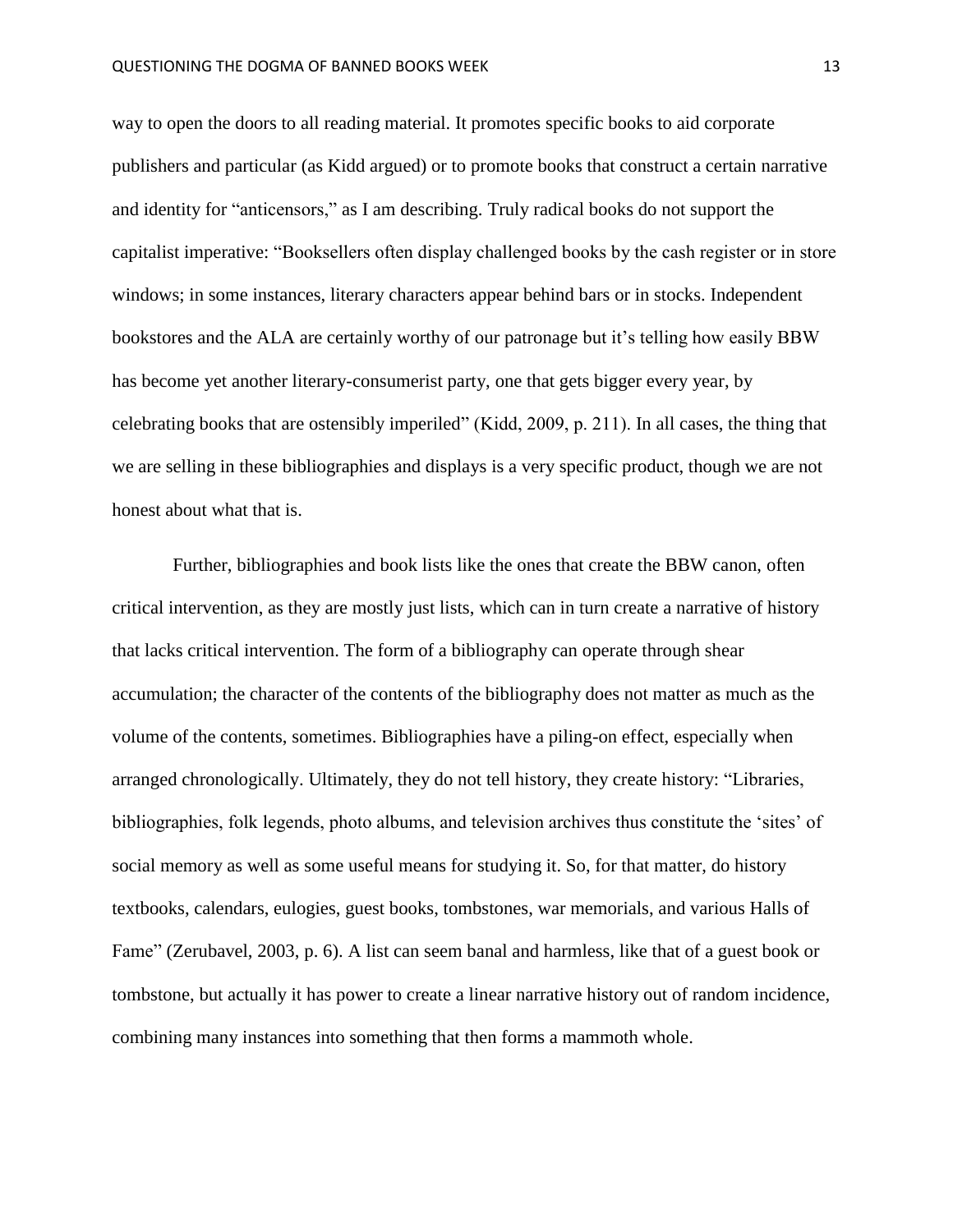way to open the doors to all reading material. It promotes specific books to aid corporate publishers and particular (as Kidd argued) or to promote books that construct a certain narrative and identity for "anticensors," as I am describing. Truly radical books do not support the capitalist imperative: "Booksellers often display challenged books by the cash register or in store windows; in some instances, literary characters appear behind bars or in stocks. Independent bookstores and the ALA are certainly worthy of our patronage but it's telling how easily BBW has become yet another literary-consumerist party, one that gets bigger every year, by celebrating books that are ostensibly imperiled" (Kidd, 2009, p. 211). In all cases, the thing that we are selling in these bibliographies and displays is a very specific product, though we are not honest about what that is.

Further, bibliographies and book lists like the ones that create the BBW canon, often critical intervention, as they are mostly just lists, which can in turn create a narrative of history that lacks critical intervention. The form of a bibliography can operate through shear accumulation; the character of the contents of the bibliography does not matter as much as the volume of the contents, sometimes. Bibliographies have a piling-on effect, especially when arranged chronologically. Ultimately, they do not tell history, they create history: "Libraries, bibliographies, folk legends, photo albums, and television archives thus constitute the 'sites' of social memory as well as some useful means for studying it. So, for that matter, do history textbooks, calendars, eulogies, guest books, tombstones, war memorials, and various Halls of Fame" (Zerubavel, 2003, p. 6). A list can seem banal and harmless, like that of a guest book or tombstone, but actually it has power to create a linear narrative history out of random incidence, combining many instances into something that then forms a mammoth whole.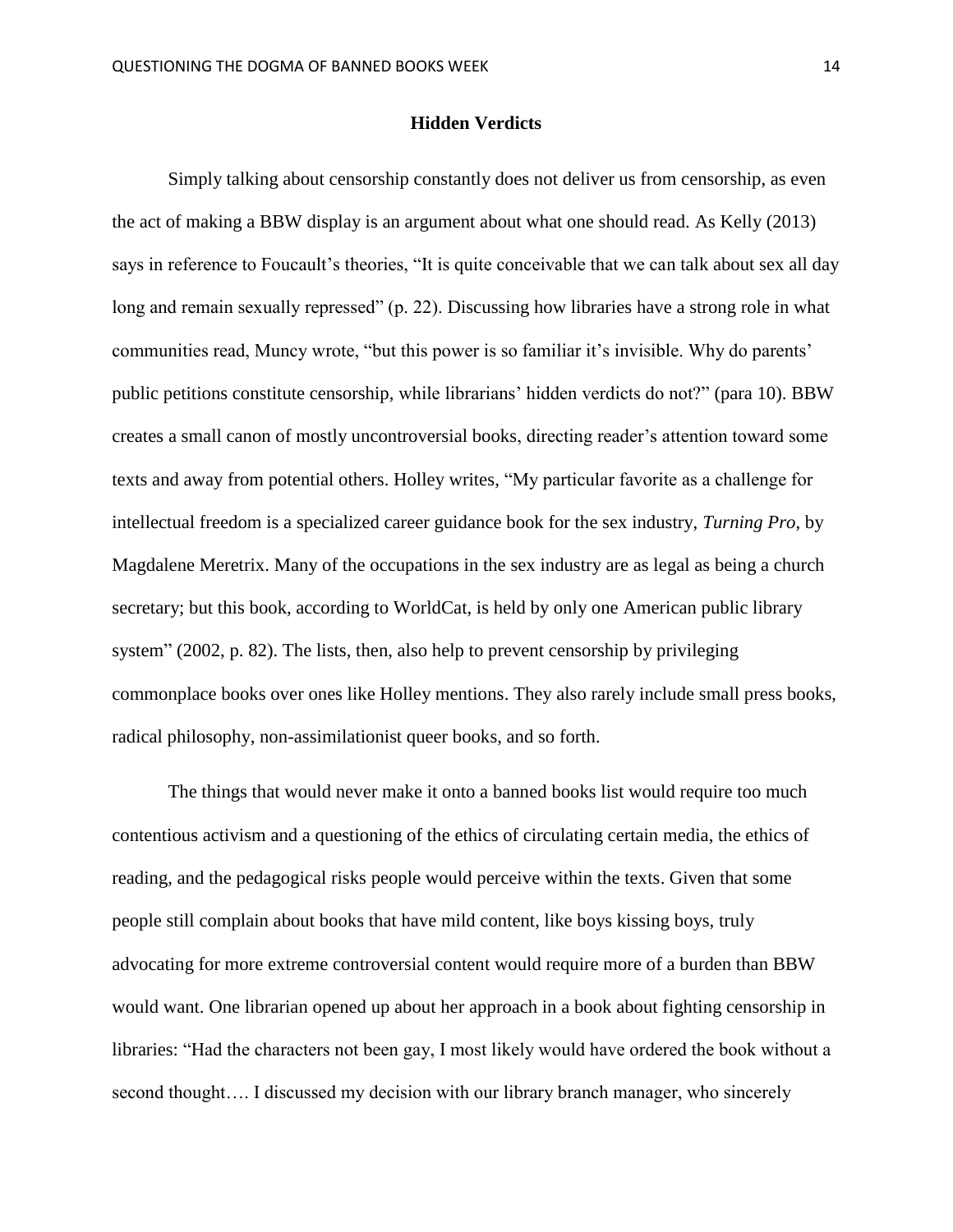## Hidden Verdicts

Simply talking about censorship constantly does not deliver us from censorship, as even the act of making a BBW display is an argument about what one should read. As Kelly (2013) says in reference to Foucault's theories, "It is quite conceivable that we can talk about sex all day long and remain sexually repressed" (p. 22). Discussing how libraries have a strong role in what communities read, Muncy wrote, "but this power is so familiar it's invisible. Why do parents' public petitions constitute censorship, while librarians' hidden verdicts do not?" (para 10). BBW creates a small canon of mostly uncontroversial books, directing reader's attention toward some texts and away from potential others. Holley writes, "My particular favorite as a challenge for intellectual freedom is a specialized career guidance book for the sex industry, *Turning Pro*, by Magdalene Meretrix. Many of the occupations in the sex industry are as legal as being a church secretary; but this book, according to WorldCat, is held by only one American public library system" (2002, p. 82). The lists, then, also help to prevent censorship by privileging commonplace books over ones like Holley mentions. They also rarely include small press books, radical philosophy, non-assimilationist queer books, and so forth.

The things that would never make it onto a banned books list would require too much contentious activism and a questioning of the ethics of circulating certain media, the ethics of reading, and the pedagogical risks people would perceive within the texts. Given that some people still complain about books that have mild content, like boys kissing boys, truly advocating for more extreme controversial content would require more of a burden than BBW would want. One librarian opened up about her approach in a book about fighting censorship in libraries: "Had the characters not been gay, I most likely would have ordered the book without a second thought…. I discussed my decision with our library branch manager, who sincerely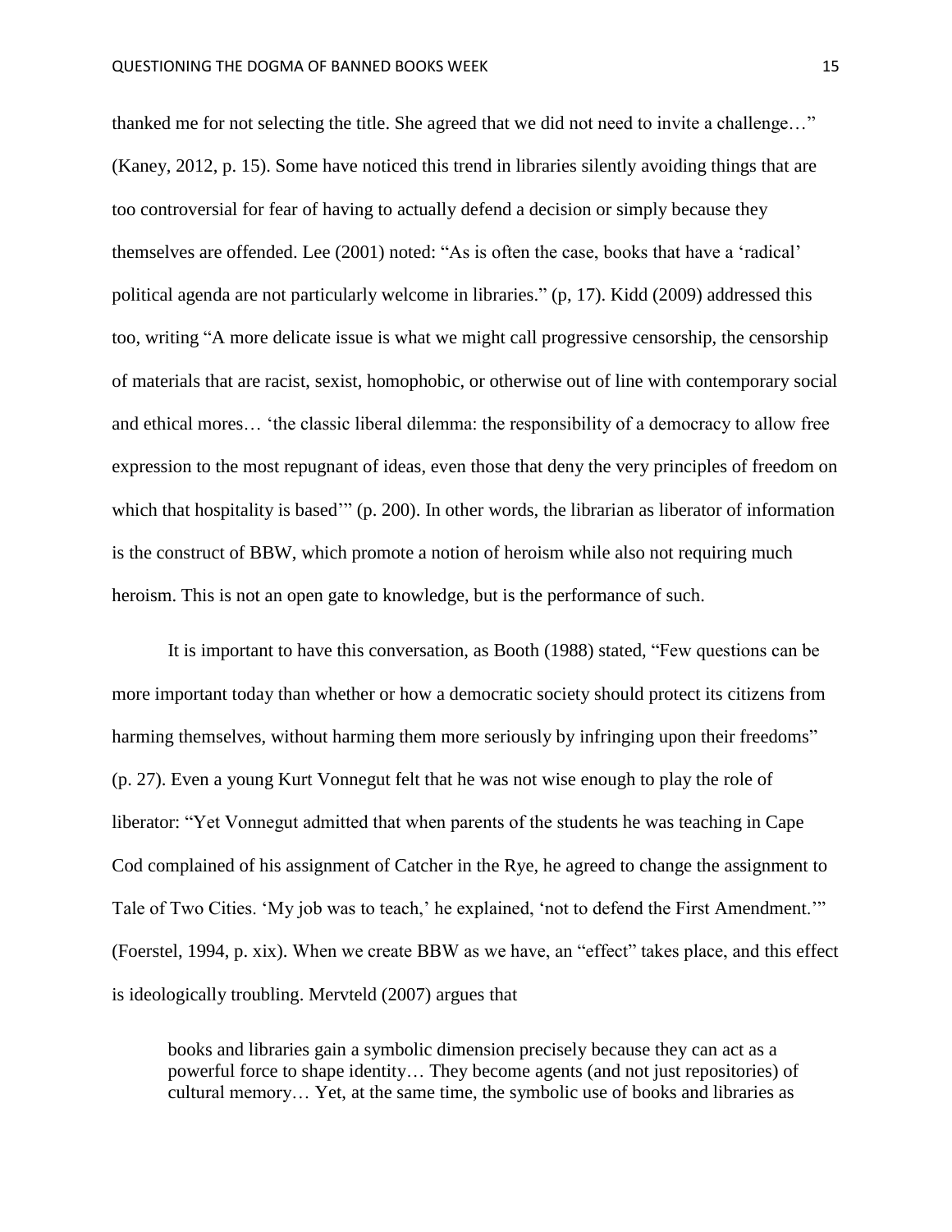thanked me for not selecting the title. She agreed that we did not need to invite a challenge…" (Kaney, 2012, p. 15). Some have noticed this trend in libraries silently avoiding things that are too controversial for fear of having to actually defend a decision or simply because they themselves are offended. Lee (2001) noted: "As is often the case, books that have a 'radical' political agenda are not particularly welcome in libraries." (p, 17). Kidd (2009) addressed this too, writing "A more delicate issue is what we might call progressive censorship, the censorship of materials that are racist, sexist, homophobic, or otherwise out of line with contemporary social and ethical mores… 'the classic liberal dilemma: the responsibility of a democracy to allow free expression to the most repugnant of ideas, even those that deny the very principles of freedom on which that hospitality is based'" (p. 200). In other words, the librarian as liberator of information is the construct of BBW, which promote a notion of heroism while also not requiring much heroism. This is not an open gate to knowledge, but is the performance of such.

It is important to have this conversation, as Booth (1988) stated, "Few questions can be more important today than whether or how a democratic society should protect its citizens from harming themselves, without harming them more seriously by infringing upon their freedoms" (p. 27). Even a young Kurt Vonnegut felt that he was not wise enough to play the role of liberator: "Yet Vonnegut admitted that when parents of the students he was teaching in Cape Cod complained of his assignment of Catcher in the Rye, he agreed to change the assignment to Tale of Two Cities. 'My job was to teach,' he explained, 'not to defend the First Amendment.'" (Foerstel, 1994, p. xix). When we create BBW as we have, an "effect" takes place, and this effect is ideologically troubling. Mervteld (2007) argues that

> books and libraries gain a symbolic dimension precisely because they can act as a powerful force to shape identity… They become agents (and not just repositories) of cultural memory… Yet, at the same time, the symbolic use of books and libraries as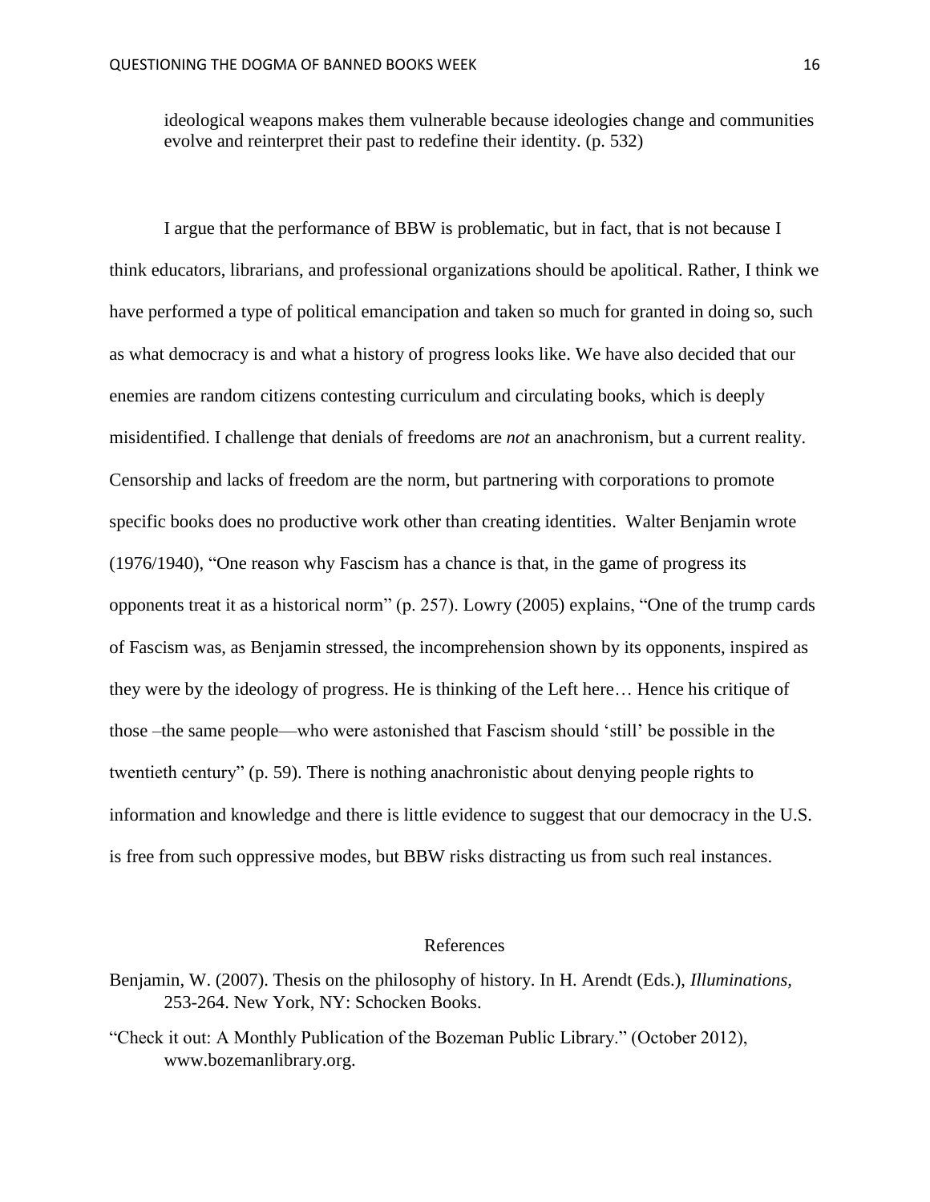> ideological weapons makes them vulnerable because ideologies change and communities evolve and reinterpret their past to redefine their identity. (p. 532)

I argue that the performance of BBW is problematic, but in fact, that is not because I think educators, librarians, and professional organizations should be apolitical. Rather, I think we have performed a type of political emancipation and taken so much for granted in doing so, such as what democracy is and what a history of progress looks like. We have also decided that our enemies are random citizens contesting curriculum and circulating books, which is deeply misidentified. I challenge that denials of freedoms are *not* an anachronism, but a current reality. Censorship and lacks of freedom are the norm, but partnering with corporations to promote specific books does no productive work other than creating identities. Walter Benjamin wrote (1976/1940), "One reason why Fascism has a chance is that, in the game of progress its opponents treat it as a historical norm" (p. 257). Lowry (2005) explains, "One of the trump cards of Fascism was, as Benjamin stressed, the incomprehension shown by its opponents, inspired as they were by the ideology of progress. He is thinking of the Left here… Hence his critique of those –the same people—who were astonished that Fascism should 'still' be possible in the twentieth century" (p. 59). There is nothing anachronistic about denying people rights to information and knowledge and there is little evidence to suggest that our democracy in the U.S. is free from such oppressive modes, but BBW risks distracting us from such real instances.

## References

Benjamin, W. (2007). Thesis on the philosophy of history. In H. Arendt (Eds.), *Illuminations,* 253-264. New York, NY: Schocken Books.

"Check it out: A Monthly Publication of the Bozeman Public Library." (October 2012), www.bozemanlibrary.org.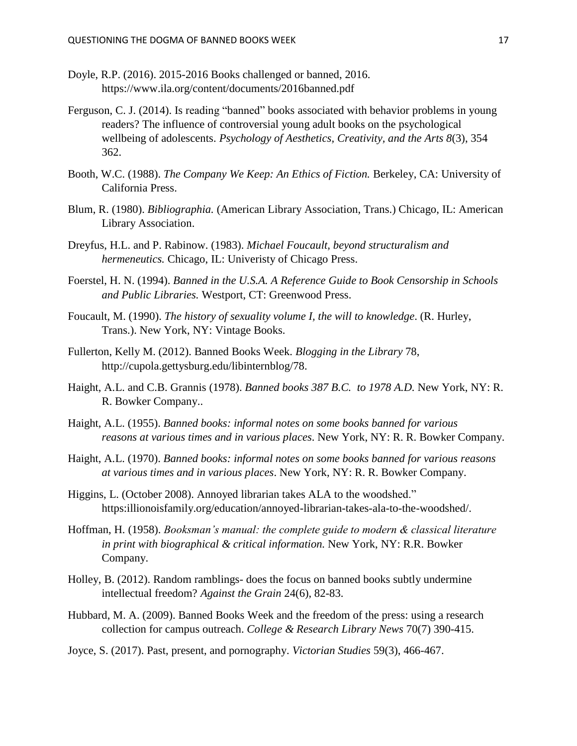Doyle, R.P. (2016). 2015-2016 Books challenged or banned, 2016. https://www.ila.org/content/documents/2016banned.pdf

Ferguson, C. J. (2014). Is reading “banned” books associated with behavior problems in young readers? The influence of controversial young adult books on the psychological wellbeing of adolescents. *Psychology of Aesthetics, Creativity, and the Arts 8*(3), 354 362.

Booth, W.C. (1988). *The Company We Keep: An Ethics of Fiction.* Berkeley, CA: University of California Press.

Blum, R. (1980). *Bibliographia.* (American Library Association, Trans.) Chicago, IL: American Library Association.

Dreyfus, H.L. and P. Rabinow. (1983). *Michael Foucault, beyond structuralism and hermeneutics.* Chicago, IL: Univeristy of Chicago Press.

Foerstel, H. N. (1994). *Banned in the U.S.A. A Reference Guide to Book Censorship in Schools and Public Libraries.* Westport, CT: Greenwood Press.

Foucault, M. (1990). *The history of sexuality volume I, the will to knowledge*. (R. Hurley, Trans.). New York, NY: Vintage Books.

Fullerton, Kelly M. (2012). Banned Books Week. *Blogging in the Library* 78, http://cupola.gettysburg.edu/libinternblog/78.

Haight, A.L. and C.B. Grannis (1978). *Banned books 387 B.C. to 1978 A.D.* New York, NY: R. R. Bowker Company..

Haight, A.L. (1955). *Banned books: informal notes on some books banned for various reasons at various times and in various places*. New York, NY: R. R. Bowker Company.

Haight, A.L. (1970). *Banned books: informal notes on some books banned for various reasons at various times and in various places*. New York, NY: R. R. Bowker Company.

Higgins, L. (October 2008). Annoyed librarian takes ALA to the woodshed.” https:illionoisfamily.org/education/annoyed-librarian-takes-ala-to-the-woodshed/.

Hoffman, H. (1958). *Booksman’s manual: the complete guide to modern & classical literature in print with biographical & critical information.* New York, NY: R.R. Bowker Company.

Holley, B. (2012). Random ramblings- does the focus on banned books subtly undermine intellectual freedom? *Against the Grain* 24(6), 82-83.

Hubbard, M. A. (2009). Banned Books Week and the freedom of the press: using a research collection for campus outreach. *College & Research Library News* 70(7) 390-415.

Joyce, S. (2017). Past, present, and pornography. *Victorian Studies* 59(3), 466-467.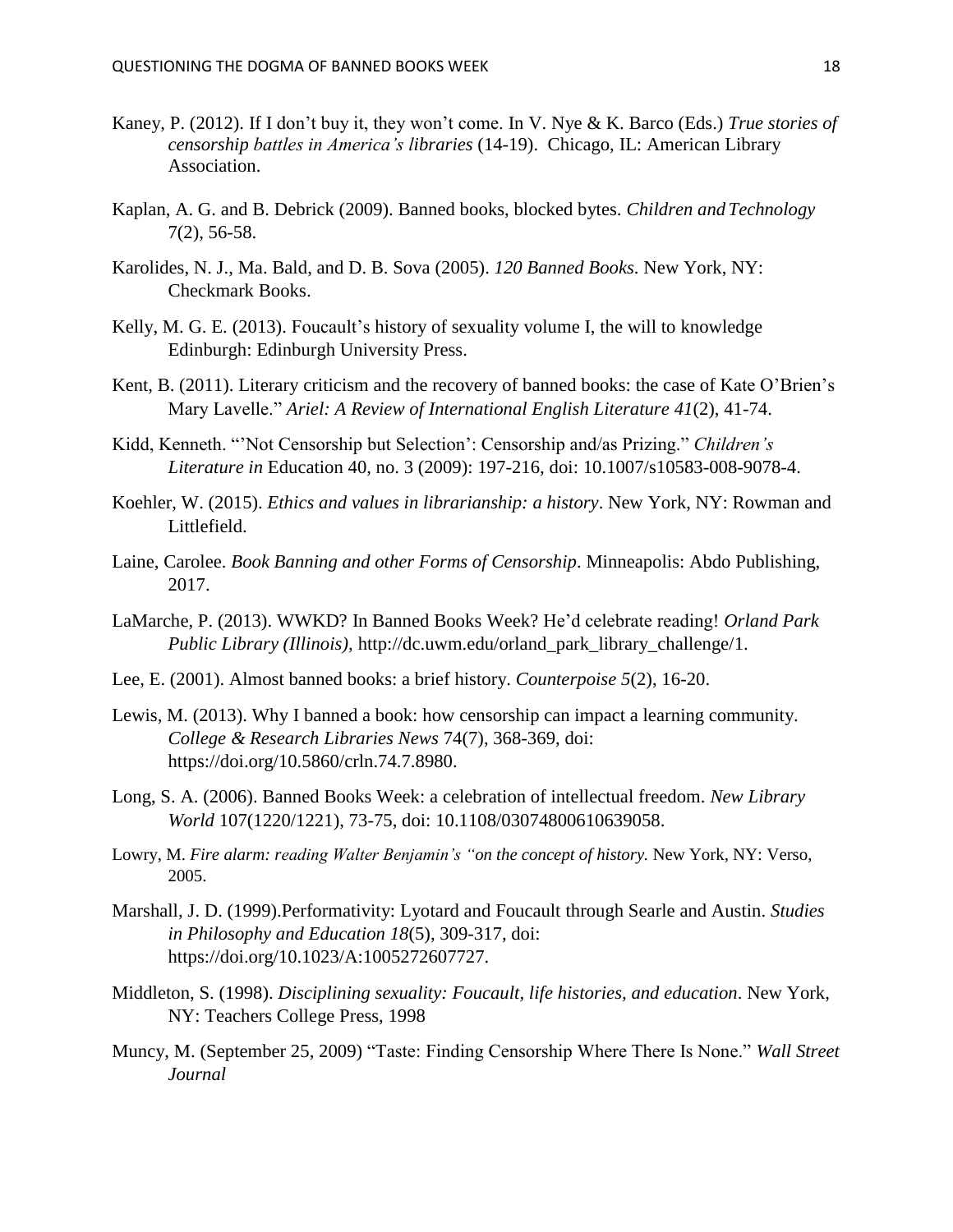Kaney, P. (2012). If I don't buy it, they won't come. In V. Nye & K. Barco (Eds.) *True stories of censorship battles in America's libraries* (14-19). Chicago, IL: American Library Association.

Kaplan, A. G. and B. Debrick (2009). Banned books, blocked bytes. *Children and Technology* 7(2), 56-58.

Karolides, N. J., Ma. Bald, and D. B. Sova (2005). *120 Banned Books*. New York, NY: Checkmark Books.

Kelly, M. G. E. (2013). Foucault's history of sexuality volume I, the will to knowledge Edinburgh: Edinburgh University Press.

Kent, B. (2011). Literary criticism and the recovery of banned books: the case of Kate O'Brien's Mary Lavelle." *Ariel: A Review of International English Literature 41*(2), 41-74.

Kidd, Kenneth. "'Not Censorship but Selection': Censorship and/as Prizing." *Children's Literature in* Education 40, no. 3 (2009): 197-216, doi: 10.1007/s10583-008-9078-4.

Koehler, W. (2015). *Ethics and values in librarianship: a history*. New York, NY: Rowman and Littlefield.

Laine, Carolee. *Book Banning and other Forms of Censorship*. Minneapolis: Abdo Publishing, 2017.

LaMarche, P. (2013). WWKD? In Banned Books Week? He'd celebrate reading! *Orland Park Public Library (Illinois),* http://dc.uwm.edu/orland_park_library_challenge/1.

Lee, E. (2001). Almost banned books: a brief history. *Counterpoise 5*(2), 16-20.

Lewis, M. (2013). Why I banned a book: how censorship can impact a learning community. *College & Research Libraries News* 74(7), 368-369, doi: https://doi.org/10.5860/crln.74.7.8980.

Long, S. A. (2006). Banned Books Week: a celebration of intellectual freedom. *New Library World* 107(1220/1221), 73-75, doi: 10.1108/03074800610639058.

Lowry, M. *Fire alarm: reading Walter Benjamin's "on the concept of history.* New York, NY: Verso, 2005.

Marshall, J. D. (1999).Performativity: Lyotard and Foucault through Searle and Austin. *Studies in Philosophy and Education 18*(5), 309-317, doi: https://doi.org/10.1023/A:1005272607727.

Middleton, S. (1998). *Disciplining sexuality: Foucault, life histories, and education*. New York, NY: Teachers College Press, 1998

Muncy, M. (September 25, 2009) "Taste: Finding Censorship Where There Is None." *Wall Street Journal*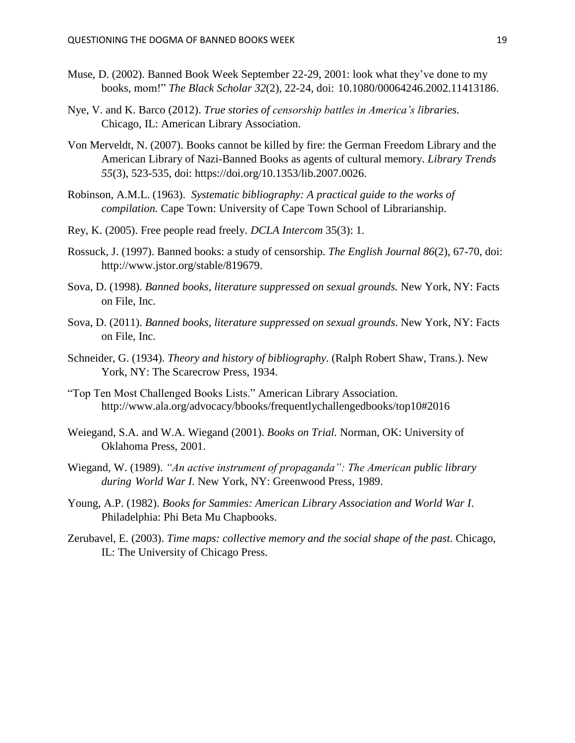Muse, D. (2002). Banned Book Week September 22-29, 2001: look what they've done to my books, mom!" *The Black Scholar 32*(2), 22-24, doi: 10.1080/00064246.2002.11413186.

Nye, V. and K. Barco (2012). *True stories of censorship battles in America's libraries.* Chicago, IL: American Library Association.

Von Merveldt, N. (2007). Books cannot be killed by fire: the German Freedom Library and the American Library of Nazi-Banned Books as agents of cultural memory. *Library Trends 55*(3), 523-535, doi: https://doi.org/10.1353/lib.2007.0026.

Robinson, A.M.L. (1963). *Systematic bibliography: A practical guide to the works of compilation.* Cape Town: University of Cape Town School of Librarianship.

Rey, K. (2005). Free people read freely. *DCLA Intercom* 35(3): 1.

Rossuck, J. (1997). Banned books: a study of censorship. *The English Journal 86*(2), 67-70, doi: http://www.jstor.org/stable/819679.

Sova, D. (1998). *Banned books, literature suppressed on sexual grounds.* New York, NY: Facts on File, Inc.

Sova, D. (2011). *Banned books, literature suppressed on sexual grounds*. New York, NY: Facts on File, Inc.

Schneider, G. (1934). *Theory and history of bibliography*. (Ralph Robert Shaw, Trans.). New York, NY: The Scarecrow Press, 1934.

"Top Ten Most Challenged Books Lists." American Library Association. http://www.ala.org/advocacy/bbooks/frequentlychallengedbooks/top10#2016

Weiegand, S.A. and W.A. Wiegand (2001). *Books on Trial.* Norman, OK: University of Oklahoma Press, 2001.

Wiegand, W. (1989). *"An active instrument of propaganda": The American public library during World War I.* New York, NY: Greenwood Press, 1989.

Young, A.P. (1982). *Books for Sammies: American Library Association and World War I*. Philadelphia: Phi Beta Mu Chapbooks.

Zerubavel, E. (2003). *Time maps: collective memory and the social shape of the past*. Chicago, IL: The University of Chicago Press.